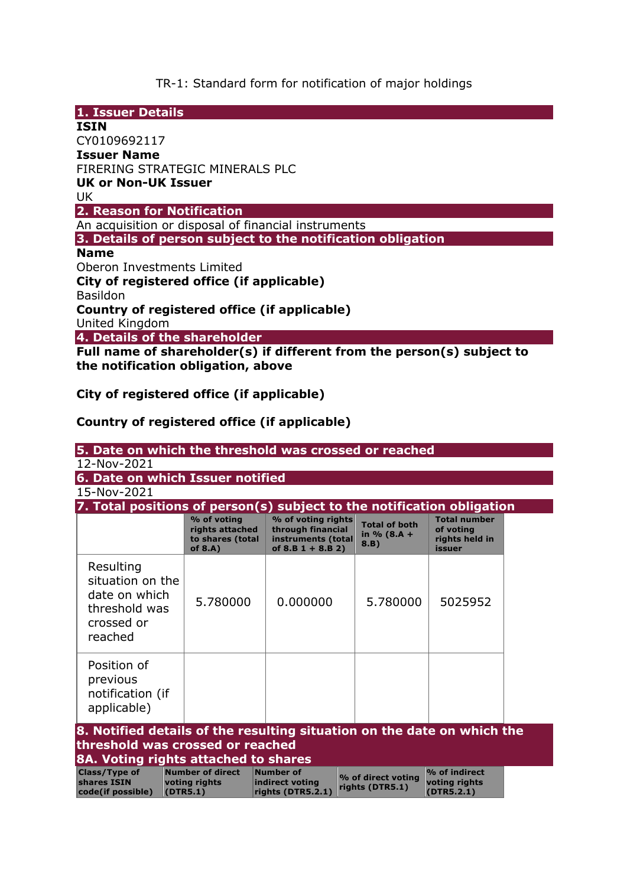TR-1: Standard form for notification of major holdings

## 1. Issuer Details

**ISIN**

CY0109692117

**Issuer Name**

FIRERING STRATEGIC MINERALS PLC

**UK or Non-UK Issuer**

UK

## 2. Reason for Notification

An acquisition or disposal of financial instruments

## 3. Details of person subject to the notification obligation

**Name**

Oberon Investments Limited

**City of registered office (if applicable)**

Basildon

**Country of registered office (if applicable)**

United Kingdom

## 4. Details of the shareholder

**Full name of shareholder(s) if different from the person(s) subject to the notification obligation, above**

**City of registered office (if applicable)**

**Country of registered office (if applicable)**

## 5. Date on which the threshold was crossed or reached

12-Nov-2021

## 6. Date on which Issuer notified

15-Nov-2021

## 7. Total positions of person(s) subject to the notification obligation

| | % of voting rights attached to shares (total of 8.A) | % of voting rights through financial instruments (total of 8.B 1 + 8.B 2) | Total of both in % (8.A + 8.B) | Total number of voting rights held in issuer |
|---|---|---|---|---|
| Resulting situation on the date on which threshold was crossed or reached | 5.780000 | 0.000000 | 5.780000 | 5025952 |
| Position of previous notification (if applicable) | | | | |

## 8. Notified details of the resulting situation on the date on which the threshold was crossed or reached

### 8A. Voting rights attached to shares

| Class/Type of shares ISIN code(if possible) | Number of direct voting rights (DTR5.1) | Number of indirect voting rights (DTR5.2.1) | % of direct voting rights (DTR5.1) | % of indirect voting rights (DTR5.2.1) |
|---|---|---|---|---|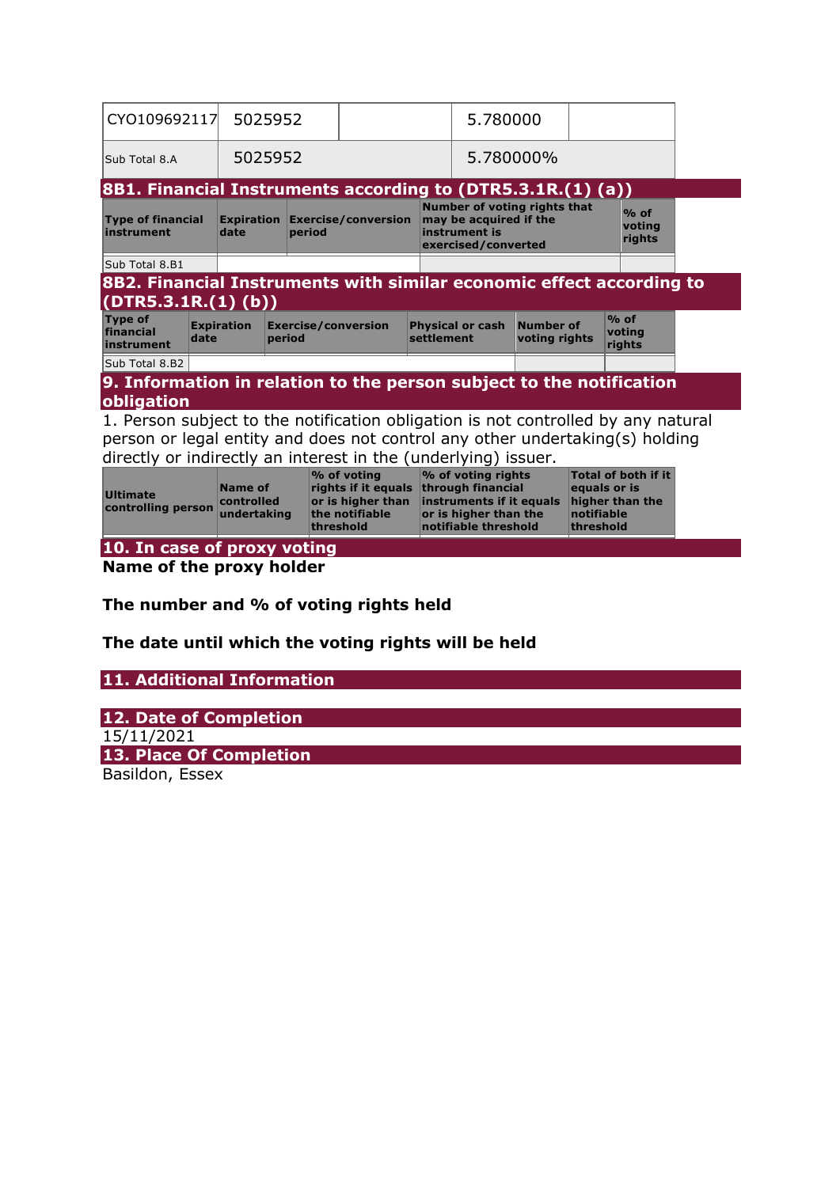| | | | | |
|---|---|---|---|---|
| CYO109692117 | 5025952 | | 5.780000 | |
| Sub Total 8.A | 5025952 | | 5.780000% | |

## 8B1. Financial Instruments according to (DTR5.3.1R.(1) (a))

| Type of financial instrument | Expiration date | Exercise/conversion period | Number of voting rights that may be acquired if the instrument is exercised/converted | % of voting rights |
|---|---|---|---|---|
| Sub Total 8.B1 | | | | |

## 8B2. Financial Instruments with similar economic effect according to (DTR5.3.1R.(1) (b))

| Type of financial instrument | Expiration date | Exercise/conversion period | Physical or cash settlement | Number of voting rights | % of voting rights |
|---|---|---|---|---|---|
| Sub Total 8.B2 | | | | | |

## 9. Information in relation to the person subject to the notification obligation

1. Person subject to the notification obligation is not controlled by any natural person or legal entity and does not control any other undertaking(s) holding directly or indirectly an interest in the (underlying) issuer.

| Ultimate controlling person | Name of controlled undertaking | % of voting rights if it equals or is higher than the notifiable threshold | % of voting rights through financial instruments if it equals or is higher than the notifiable threshold | Total of both if it equals or is higher than the notifiable threshold |
|---|---|---|---|---|

## 10. In case of proxy voting

**Name of the proxy holder**

**The number and % of voting rights held**

**The date until which the voting rights will be held**

## 11. Additional Information

## 12. Date of Completion

15/11/2021

## 13. Place Of Completion

Basildon, Essex